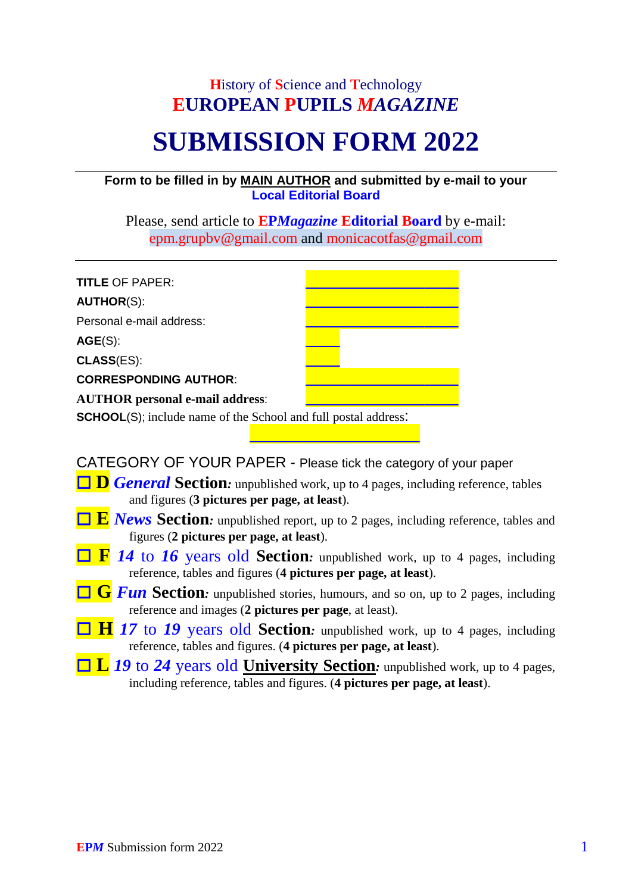History of Science and Technology

**EUROPEAN PUPILS *MAGAZINE***

# SUBMISSION FORM 2022

**Form to be filled in by MAIN AUTHOR and submitted by e-mail to your Local Editorial Board**

Please, send article to **EP*Magazine* Editorial Board** by e-mail: epm.grupbv@gmail.com and monicacotfas@gmail.com

**TITLE** OF PAPER:

**AUTHOR**(S):

Personal e-mail address:

**AGE**(S):

**CLASS**(ES):

**CORRESPONDING AUTHOR**:

**AUTHOR personal e-mail address**:

**SCHOOL**(S); include name of the School and full postal address:

CATEGORY OF YOUR PAPER - Please tick the category of your paper

- ☐ **D** ***General*** **Section***:* unpublished work, up to 4 pages, including reference, tables and figures (**3 pictures per page, at least**).
- ☐ **E** ***News*** **Section***:* unpublished report, up to 2 pages, including reference, tables and figures (**2 pictures per page, at least**).
- ☐ **F** ***14*** to ***16*** years old **Section***:* unpublished work, up to 4 pages, including reference, tables and figures (**4 pictures per page, at least**).
- ☐ **G** ***Fun*** **Section***:* unpublished stories, humours, and so on, up to 2 pages, including reference and images (**2 pictures per page**, at least).
- ☐ **H** ***17*** to ***19*** years old **Section***:* unpublished work, up to 4 pages, including reference, tables and figures. (**4 pictures per page, at least**).
- ☐ **L** ***19*** to ***24*** years old **University Section***:* unpublished work, up to 4 pages, including reference, tables and figures. (**4 pictures per page, at least**).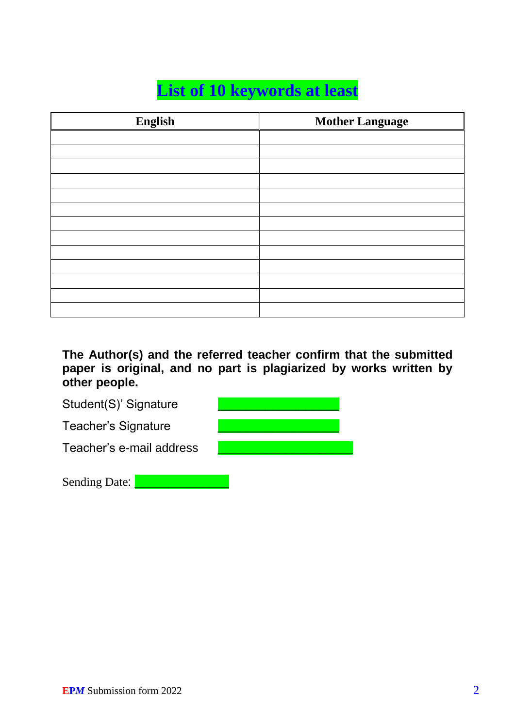# List of 10 keywords at least

| English | Mother Language |
| --- | --- |
| | |
| | |
| | |
| | |
| | |
| | |
| | |
| | |
| | |
| | |
| | |
| | |
| | |

**The Author(s) and the referred teacher confirm that the submitted paper is original, and no part is plagiarized by works written by other people.**

Student(S)' Signature ____________________

Teacher's Signature ____________________

Teacher's e-mail address ______________________

Sending Date: ________________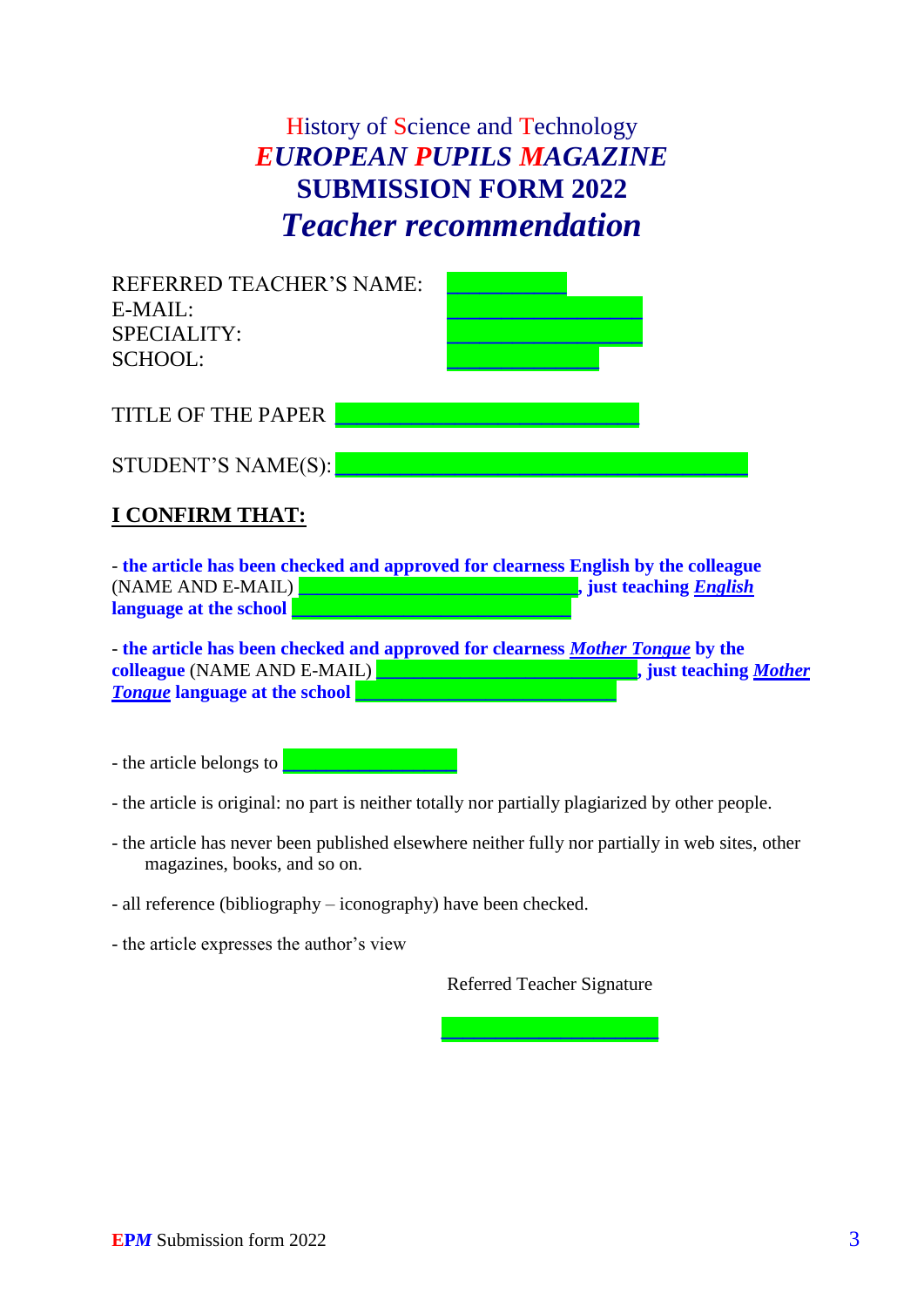History of Science and Technology

***EUROPEAN PUPILS MAGAZINE***

**SUBMISSION FORM 2022**

# *Teacher recommendation*

REFERRED TEACHER'S NAME: \_\_\_\_\_\_\_\_\_\_
E-MAIL: \_\_\_\_\_\_\_\_\_\_
SPECIALITY: \_\_\_\_\_\_\_\_\_\_
SCHOOL: \_\_\_\_\_\_\_\_\_\_

TITLE OF THE PAPER \_\_\_\_\_\_\_\_\_\_

STUDENT'S NAME(S): \_\_\_\_\_\_\_\_\_\_

**I CONFIRM THAT:**

- **the article has been checked and approved for clearness English by the colleague** (NAME AND E-MAIL) \_\_\_\_\_\_\_\_\_\_**, just teaching *English* language at the school** \_\_\_\_\_\_\_\_\_\_

- **the article has been checked and approved for clearness *Mother Tongue* by the colleague** (NAME AND E-MAIL) \_\_\_\_\_\_\_\_\_\_**, just teaching *Mother Tongue* language at the school** \_\_\_\_\_\_\_\_\_\_

- the article belongs to \_\_\_\_\_\_\_\_\_\_

- the article is original: no part is neither totally nor partially plagiarized by other people.

- the article has never been published elsewhere neither fully nor partially in web sites, other magazines, books, and so on.

- all reference (bibliography – iconography) have been checked.

- the article expresses the author's view

Referred Teacher Signature

\_\_\_\_\_\_\_\_\_\_